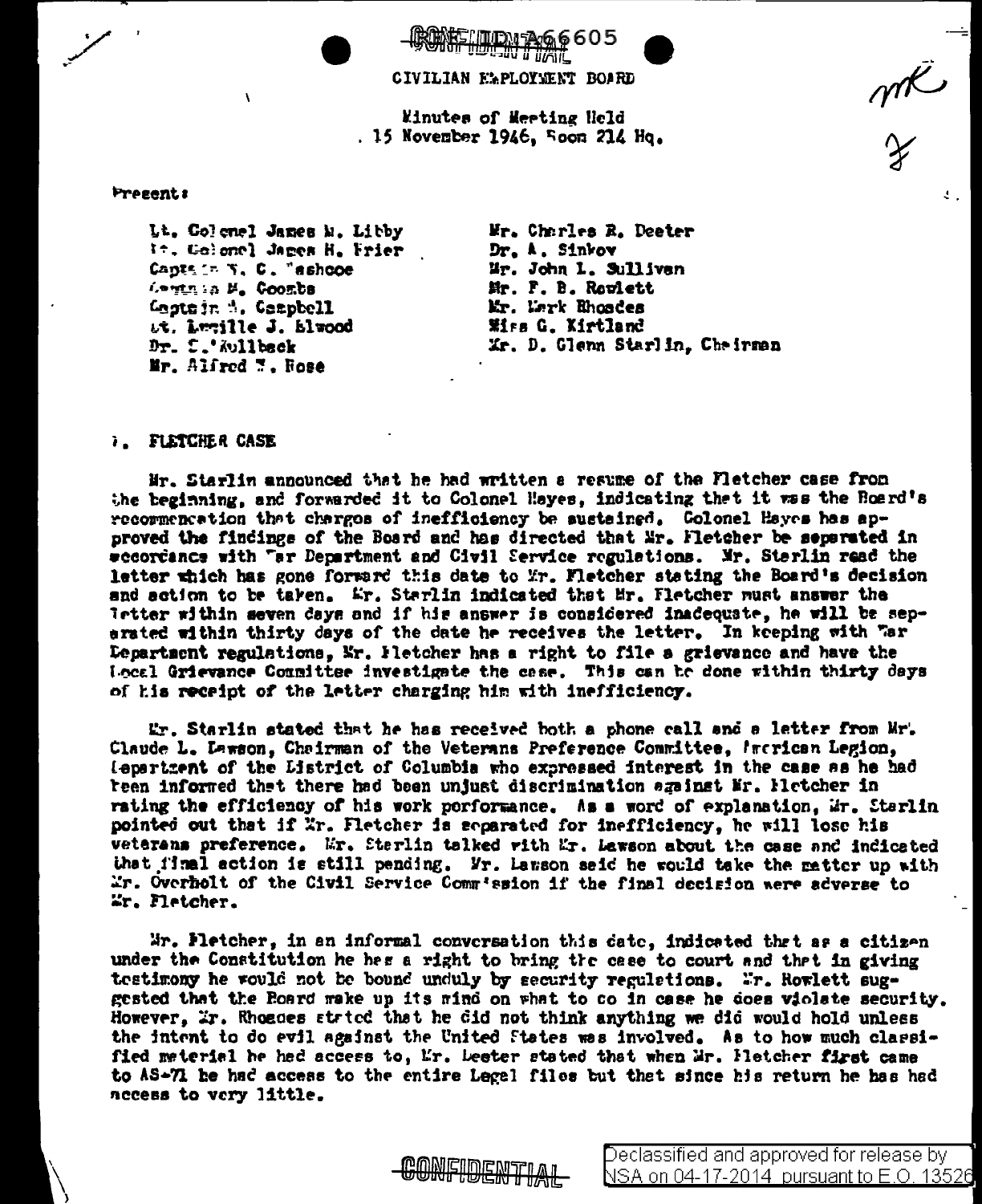CONFIDENTIAL A66605

CIVILIAN EMPLOYMENT BOARD

Minutes of Meeting Held
15 November 1946, Room 214 Hq.

Present:

Lt. Colonel James W. Libby
Lt. Colonel James H. Frier
Captain T. C. Washcoe
Captain M. Coombs
Captain A. Campbell
Lt. Lucille J. Elwood
Dr. C. Kullback
Mr. Alfred T. Rose
Mr. Charles R. Deeter
Dr. A. Sinkov
Mr. John L. Sullivan
Mr. F. B. Rowlett
Mr. Mark Rhoades
Miss G. Kirtland
Mr. D. Glenn Starlin, Chairman

1. FLETCHER CASE

Mr. Starlin announced that he had written a resume of the Fletcher case from the beginning, and forwarded it to Colonel Hayes, indicating that it was the Board's recommendation that charges of inefficiency be sustained. Colonel Hayes has approved the findings of the Board and has directed that Mr. Fletcher be separated in accordance with War Department and Civil Service regulations. Mr. Starlin read the letter which has gone forward this date to Mr. Fletcher stating the Board's decision and action to be taken. Mr. Starlin indicated that Mr. Fletcher must answer the letter within seven days and if his answer is considered inadequate, he will be separated within thirty days of the date he receives the letter. In keeping with War Department regulations, Mr. Fletcher has a right to file a grievance and have the Local Grievance Committee investigate the case. This can be done within thirty days of his receipt of the letter charging him with inefficiency.

Mr. Starlin stated that he has received both a phone call and a letter from Mr. Claude L. Lawson, Chairman of the Veterans Preference Committee, American Legion, Department of the District of Columbia who expressed interest in the case as he had been informed that there had been unjust discrimination against Mr. Fletcher in rating the efficiency of his work performance. As a word of explanation, Mr. Starlin pointed out that if Mr. Fletcher is separated for inefficiency, he will lose his veterans preference. Mr. Starlin talked with Mr. Lawson about the case and indicated that final action is still pending. Mr. Lawson said he would take the matter up with Mr. Overholt of the Civil Service Commission if the final decision were adverse to Mr. Fletcher.

Mr. Fletcher, in an informal conversation this date, indicated that as a citizen under the Constitution he has a right to bring the case to court and that in giving testimony he would not be bound unduly by security regulations. Mr. Rowlett suggested that the Board make up its mind on what to do in case he does violate security. However, Mr. Rhoades stated that he did not think anything we did would hold unless the intent to do evil against the United States was involved. As to how much classified material he had access to, Mr. Deeter stated that when Mr. Fletcher first came to AS-71 he had access to the entire Legal files but that since his return he has had access to very little.

CONFIDENTIAL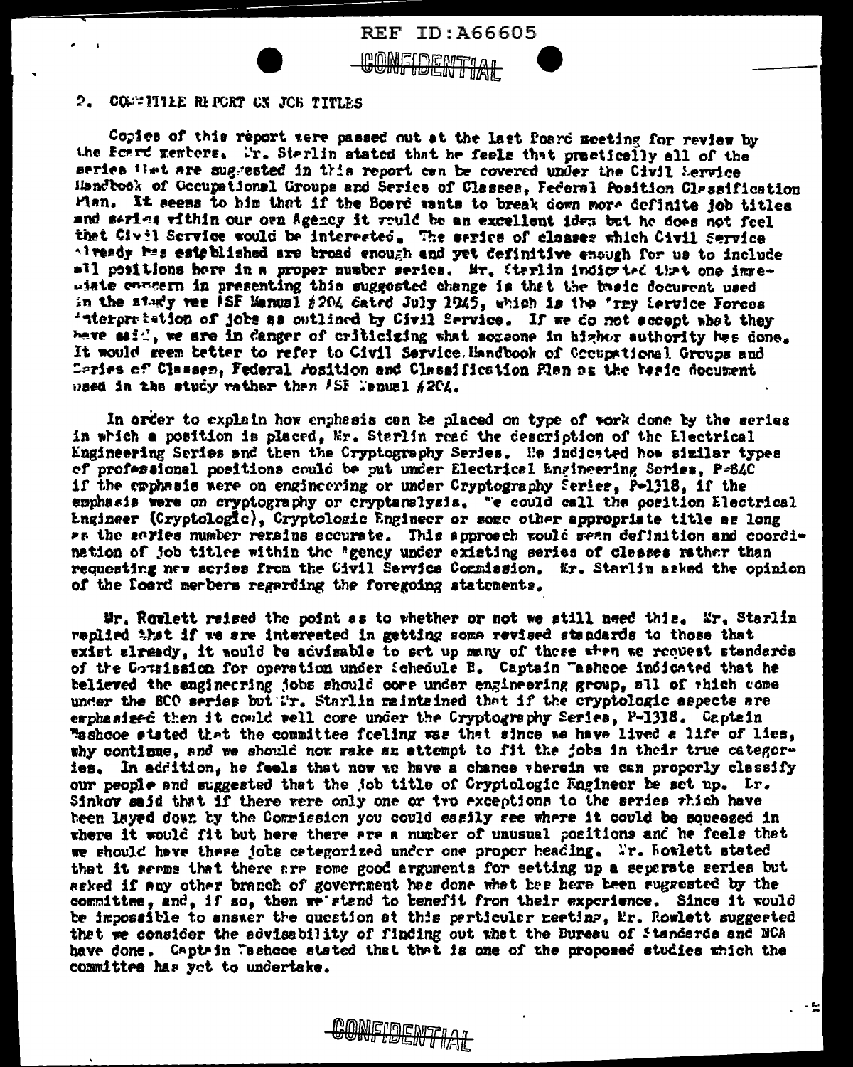REF ID:A66605

CONFIDENTIAL

2. COMMITTEE REPORT ON JOB TITLES

Copies of this report were passed out at the last Board meeting for review by the Board members. Mr. Sterlin stated that he feels that practically all of the series that are suggested in this report can be covered under the Civil Service Handbook of Occupational Groups and Series of Classes, Federal Position Classification Plan. It seems to him that if the Board wants to break down more definite job titles and series within our own Agency it would be an excellent idea but he does not feel that Civil Service would be interested. The series of classes which Civil Service already has established are broad enough and yet definitive enough for us to include all positions here in a proper number series. Mr. Sterlin indicated that one immediate concern in presenting this suggested change is that the basic document used in the study was ASF Manual #204 dated July 1945, which is the Army Service Forces interpretation of jobs as outlined by Civil Service. If we do not accept what they have said, we are in danger of criticizing what someone in higher authority has done. It would seem better to refer to Civil Service Handbook of Occupational Groups and Series of Classes, Federal Position and Classification Plan as the basic document used in the study rather than ASF Manual #204.

In order to explain how emphasis can be placed on type of work done by the series in which a position is placed, Mr. Sterlin read the description of the Electrical Engineering Series and then the Cryptography Series. He indicated how similar types of professional positions could be put under Electrical Engineering Series, P-840 if the emphasis were on engineering or under Cryptography Series, P-1318, if the emphasis were on cryptography or cryptanalysis. We could call the position Electrical Engineer (Cryptologic), Cryptologic Engineer or some other appropriate title as long as the series number remains accurate. This approach would mean definition and coordination of job titles within the Agency under existing series of classes rather than requesting new series from the Civil Service Commission. Mr. Sterlin asked the opinion of the Board members regarding the foregoing statements.

Mr. Rowlett raised the point as to whether or not we still need this. Mr. Sterlin replied that if we are interested in getting some revised standards to those that exist already, it would be advisable to set up many of these when we request standards of the Commission for operation under Schedule B. Captain Washcoe indicated that he believed the engineering jobs should come under engineering group, all of which come under the 800 series but Mr. Sterlin maintained that if the cryptologic aspects are emphasized then it could well come under the Cryptography Series, P-1318. Captain Washcoe stated that the committee feeling was that since we have lived a life of lies, why continue, and we should now make an attempt to fit the jobs in their true categories. In addition, he feels that now we have a chance wherein we can properly classify our people and suggested that the job title of Cryptologic Engineer be set up. Dr. Sinkov said that if there were only one or two exceptions to the series which have been layed down by the Commission you could easily see where it could be squeezed in where it would fit but here there are a number of unusual positions and he feels that we should have these jobs categorized under one proper heading. Mr. Rowlett stated that it seems that there are some good arguments for setting up a separate series but asked if any other branch of government has done what has here been suggested by the committee, and, if so, then we stand to benefit from their experience. Since it would be impossible to answer the question at this particular meeting, Mr. Rowlett suggested that we consider the advisability of finding out what the Bureau of Standards and NCA have done. Captain Washcoe stated that that is one of the proposed studies which the committee has yet to undertake.

CONFIDENTIAL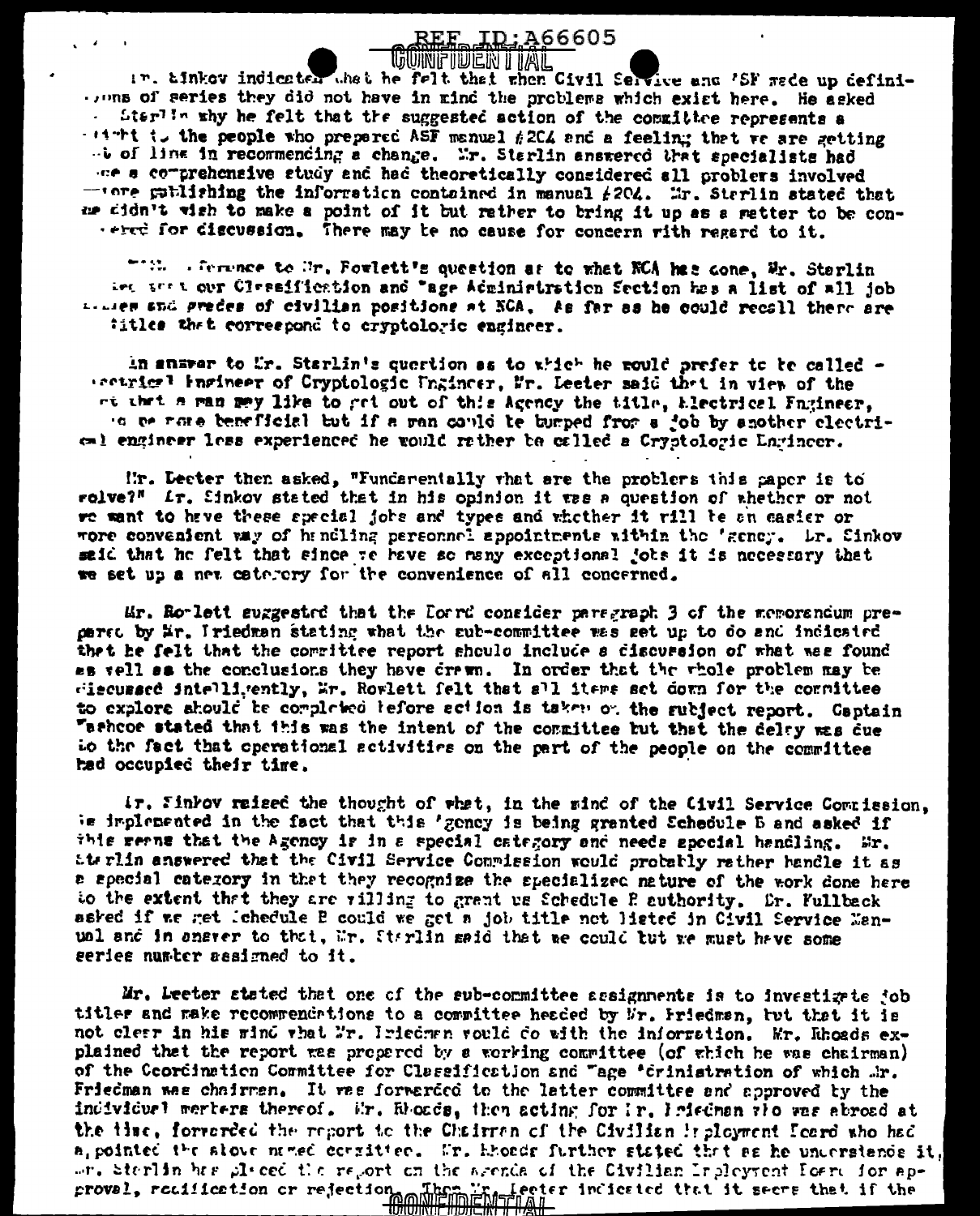REF ID:A66605

CONFIDENTIAL

Dr. Sinkov indicated that he felt that when Civil Service and ASF made up definitions of series they did not have in mind the problems which exist here. He asked Mr. Sterlin why he felt that the suggested action of the committee represents a slight to the people who prepared ASF manual #204 and a feeling that we are getting out of line in recommending a change. Mr. Sterlin answered that specialists had made a comprehensive study and had theoretically considered all problems involved before publishing the information contained in manual #204. Mr. Sterlin stated that he didn't wish to make a point of it but rather to bring it up as a matter to be considered for discussion. There may be no cause for concern with regard to it.

With reference to Mr. Rowlett's question as to what NSA has done, Mr. Sterlin stated that our Classification and Wage Administration Section has a list of all job titles and grades of civilian positions at NSA. As far as he could recall there are titles that correspond to cryptologic engineer.

In answer to Mr. Sterlin's question as to which he would prefer to be called - Electrical Engineer or Cryptologic Engineer, Mr. Leeter said that in view of the fact that a man may like to get out of this Agency the title, Electrical Engineer, would be more beneficial but if a man could be bumped from a job by another electrical engineer less experienced he would rather be called a Cryptologic Engineer.

Mr. Leeter then asked, "Fundamentally what are the problems this paper is to solve?" Dr. Sinkov stated that in his opinion it was a question of whether or not we want to have these special jobs and types and whether it will be an easier or more convenient way of handling personnel appointments within the Agency. Dr. Sinkov said that he felt that since we have so many exceptional jobs it is necessary that we set up a new category for the convenience of all concerned.

Mr. Rowlett suggested that the Board consider paragraph 3 of the memorandum prepared by Mr. Friedman stating what the sub-committee was set up to do and indicated that he felt that the committee report should include a discussion of what was found as well as the conclusions they have drawn. In order that the whole problem may be discussed intelligently, Mr. Rowlett felt that all items set down for the committee to explore should be completed before action is taken on the subject report. Captain Washcoe stated that this was the intent of the committee but that the delay was due to the fact that operational activities on the part of the people on the committee had occupied their time.

Dr. Sinkov raised the thought of what, in the mind of the Civil Service Commission, is implemented in the fact that this Agency is being granted Schedule B and asked if this means that the Agency is in a special category and needs special handling. Mr. Sterlin answered that the Civil Service Commission would probably rather handle it as a special category in that they recognize the specialized nature of the work done here to the extent that they are willing to grant us Schedule B authority. Dr. Kullback asked if we get Schedule B could we get a job title not listed in Civil Service Manual and in answer to that, Mr. Sterlin said that we could but we must have some series number assigned to it.

Mr. Leeter stated that one of the sub-committee assignments is to investigate job titles and make recommendations to a committee headed by Mr. Friedman, but that it is not clear in his mind what Mr. Friedman would do with the information. Mr. Rhoads explained that the report was prepared by a working committee (of which he was chairman) of the Coordination Committee for Classification and Wage Administration of which Mr. Friedman was chairman. It was forwarded to the latter committee and approved by the individual members thereof. Mr. Rhoads, then acting for Mr. Friedman who was abroad at the time, forwarded the report to the Chairman of the Civilian Employment Board who had appointed the above named committee. Mr. Rhoads further stated that as he understands it, Mr. Sterlin has placed the report on the agenda of the Civilian Employment Board for approval, modification or rejection. Then Mr. Leeter indicated that it seems that if the

CONFIDENTIAL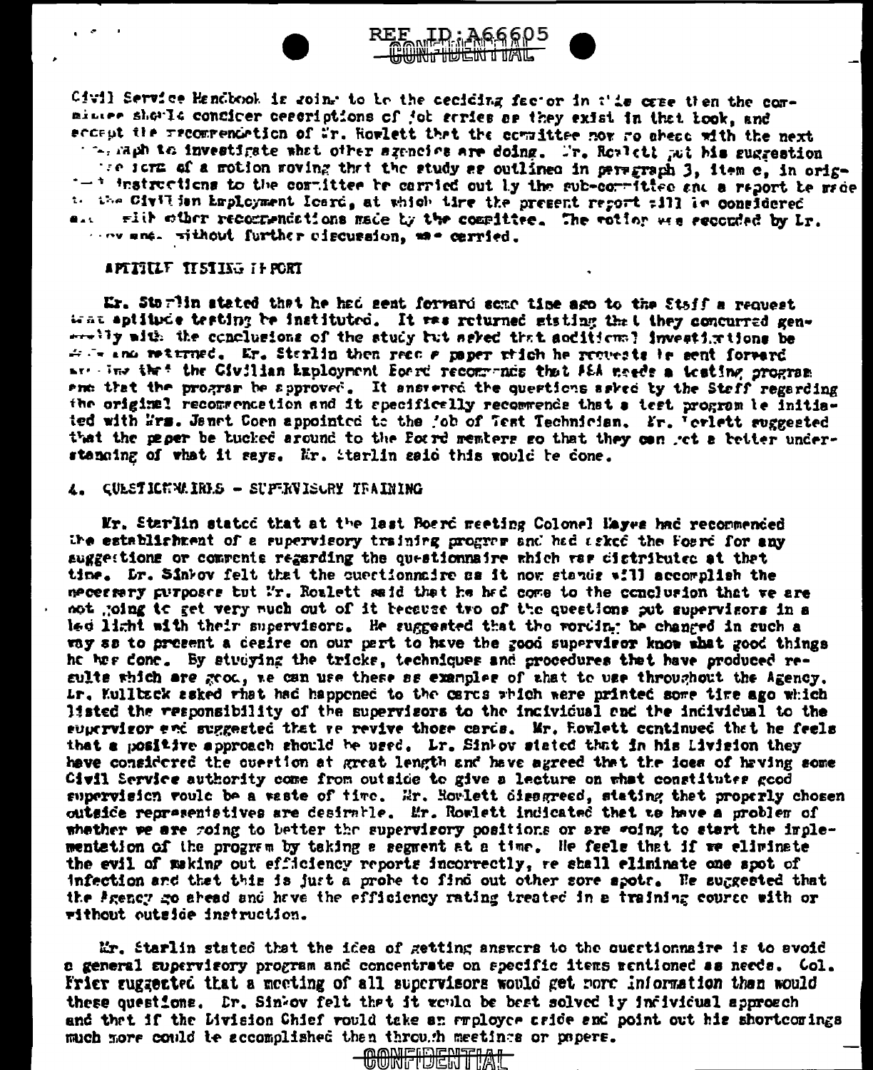Civil Service Handbook is going to be the deciding factor in this case then the committee should consider descriptions of job series as they exist in that book, and accept the recommendation of Mr. Rowlett that the committee now go ahead with the next paragraph to investigate what other agencies are doing. Mr. Rowlett put his suggestion in the form of a motion moving that the study as outlined in paragraph 3, item c, in original instructions to the committee be carried out by the sub-committee and a report be made to the Civilian Employment Board, at which time the present report will be considered with other recommendations made by the committee. The motion was seconded by Dr. ... and, without further discussion, was carried.

## APTITUDE TESTING REPORT

Mr. Sterlin stated that he had sent forward some time ago to the Staff a request that aptitude testing be instituted. It was returned stating that they concurred generally with the conclusions of the study but asked that additional investigations be made and returned. Mr. Sterlin then read a paper which he requests be sent forward stating that the Civilian Employment Board recommends that AFSA needs a testing program and that the program be approved. It answered the questions asked by the Staff regarding the original recommendation and it specifically recommends that a test program be initiated with Mrs. Janet Coen appointed to the job of Test Technician. Mr. Rowlett suggested that the paper be tucked around to the Board members so that they can get a better understanding of what it says. Mr. Sterlin said this would be done.

## 4. QUESTIONNAIRES - SUPERVISORY TRAINING

Mr. Sterlin stated that at the last Board meeting Colonel Hayes had recommended the establishment of a supervisory training program and had asked the Board for any suggestions or comments regarding the questionnaire which was distributed at that time. Dr. Sinkov felt that the questionnaire as it now stands will accomplish the necessary purposes but Mr. Rowlett said that he had come to the conclusion that we are not going to get very much out of it because two of the questions put supervisors in a bad light with their supervisors. He suggested that the wording be changed in such a way as to present a desire on our part to have the good supervisor know what good things he has done. By studying the tricks, techniques and procedures that have produced results which are good, we can use these as examples of what to use throughout the Agency. Dr. Kullback asked what had happened to the cards which were printed some time ago which listed the responsibility of the supervisors to the individual and the individual to the supervisor and suggested that we revive those cards. Mr. Rowlett continued that he feels that a positive approach should be used. Dr. Sinkov stated that in his Division they have considered the question at great length and have agreed that the idea of having some Civil Service authority come from outside to give a lecture on what constitutes good supervision would be a waste of time. Mr. Rowlett disagreed, stating that properly chosen outside representatives are desirable. Mr. Rowlett indicated that we have a problem of whether we are going to better the supervisory positions or are going to start the implementation of the program by taking a segment at a time. He feels that if we eliminate the evil of making out efficiency reports incorrectly, we shall eliminate one spot of infection and that this is just a probe to find out other sore spots. He suggested that the Agency go ahead and have the efficiency rating treated in a training course with or without outside instruction.

Mr. Sterlin stated that the idea of getting answers to the questionnaire is to avoid a general supervisory program and concentrate on specific items mentioned as needs. Col. Frier suggested that a meeting of all supervisors would get more information than would these questions. Dr. Sinkov felt that it would be best solved by individual approach and that if the Division Chief would take an employee aside and point out his shortcomings much more could be accomplished than through meetings or papers.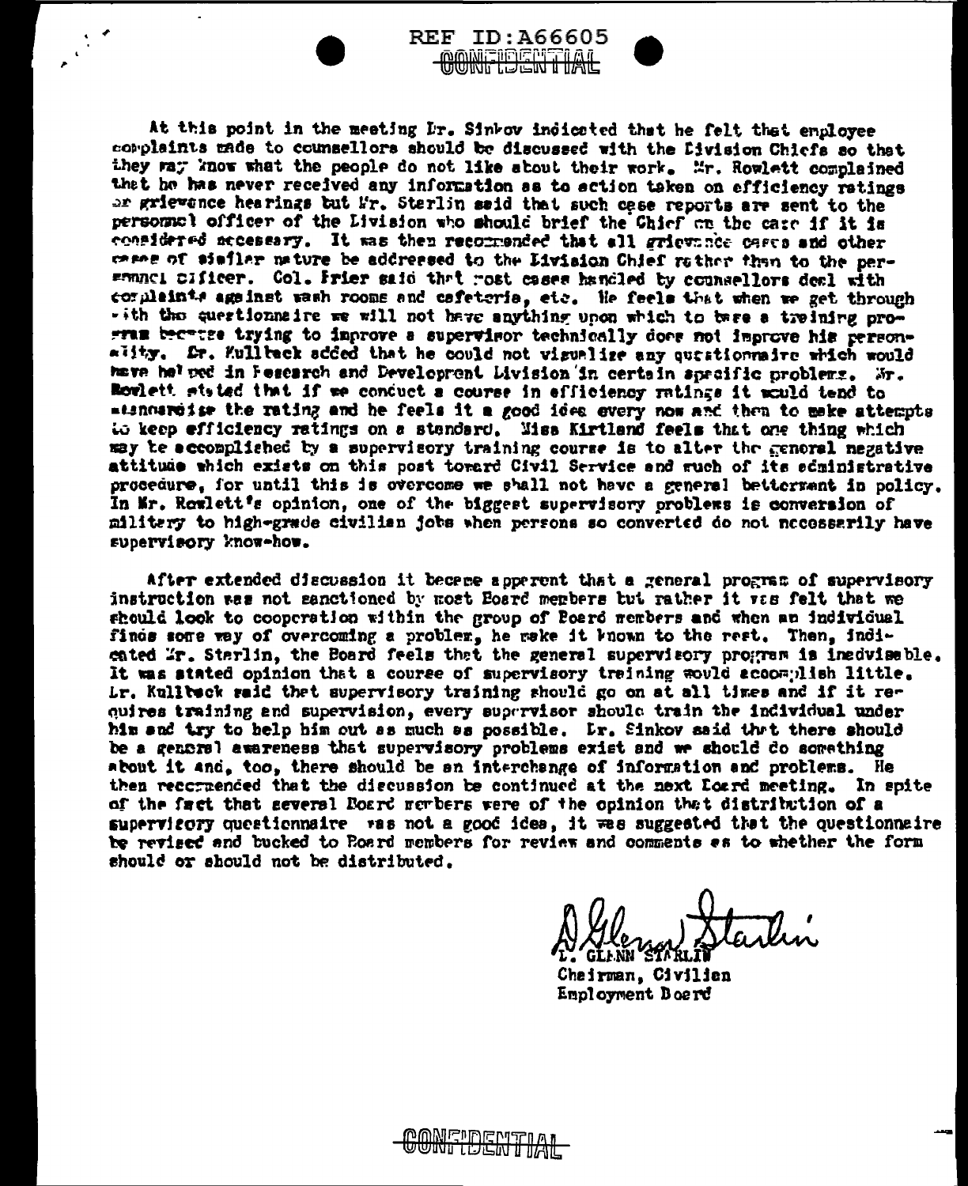At this point in the meeting Dr. Sinkov indicated that he felt that employee complaints made to counsellors should be discussed with the Division Chiefs so that they may know what the people do not like about their work. Mr. Rowlett complained that he has never received any information as to action taken on efficiency ratings or grievance hearings but Mr. Sterlin said that such case reports are sent to the personnel officer of the Division who should brief the Chief on the case if it is considered necessary. It was then recommended that all grievance cases and other cases of similar nature be addressed to the Division Chief rather than to the personnel officer. Col. Frier said that most cases handled by counsellors deal with complaints against wash rooms and cafeteria, etc. He feels that when we get through with the questionnaire we will not have anything upon which to base a training program because trying to improve a supervisor technically does not improve his personality. Dr. Kullback added that he could not visualize any questionnaire which would have helped in Research and Development Division in certain specific problems. Mr. Rowlett stated that if we conduct a course in efficiency ratings it would tend to standardize the rating and he feels it a good idea every now and then to make attempts to keep efficiency ratings on a standard. Miss Kirtland feels that one thing which may be accomplished by a supervisory training course is to alter the general negative attitude which exists on this post toward Civil Service and much of its administrative procedure, for until this is overcome we shall not have a general betterment in policy. In Mr. Rowlett's opinion, one of the biggest supervisory problems is conversion of military to high-grade civilian jobs when persons so converted do not necessarily have supervisory know-how.

After extended discussion it became apparent that a general program of supervisory instruction was not sanctioned by most Board members but rather it was felt that we should look to cooperation within the group of Board members and when an individual finds some way of overcoming a problem, he make it known to the rest. Then, indicated Mr. Sterlin, the Board feels that the general supervisory program is inadvisable. It was stated opinion that a course of supervisory training would accomplish little. Dr. Kullback said that supervisory training should go on at all times and if it requires training and supervision, every supervisor should train the individual under him and try to help him out as much as possible. Dr. Sinkov said that there should be a general awareness that supervisory problems exist and we should do something about it and, too, there should be an interchange of information and problems. He then recommended that the discussion be continued at the next Board meeting. In spite of the fact that several Board members were of the opinion that distribution of a supervisory questionnaire was not a good idea, it was suggested that the questionnaire be revised and bucked to Board members for review and comments as to whether the form should or should not be distributed.

D. Glenn Sterlin

L. GLENN STERLIN
Chairman, Civilian Employment Board